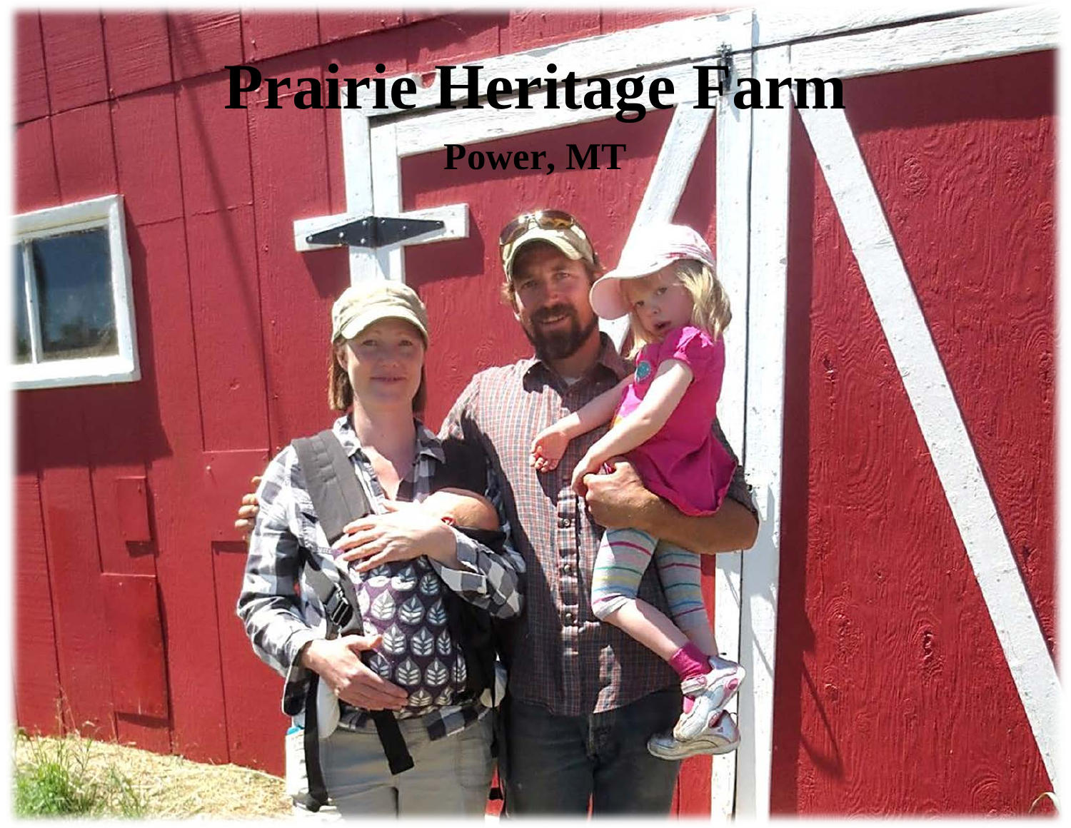# Prairie Heritage Farm

**Power, MT**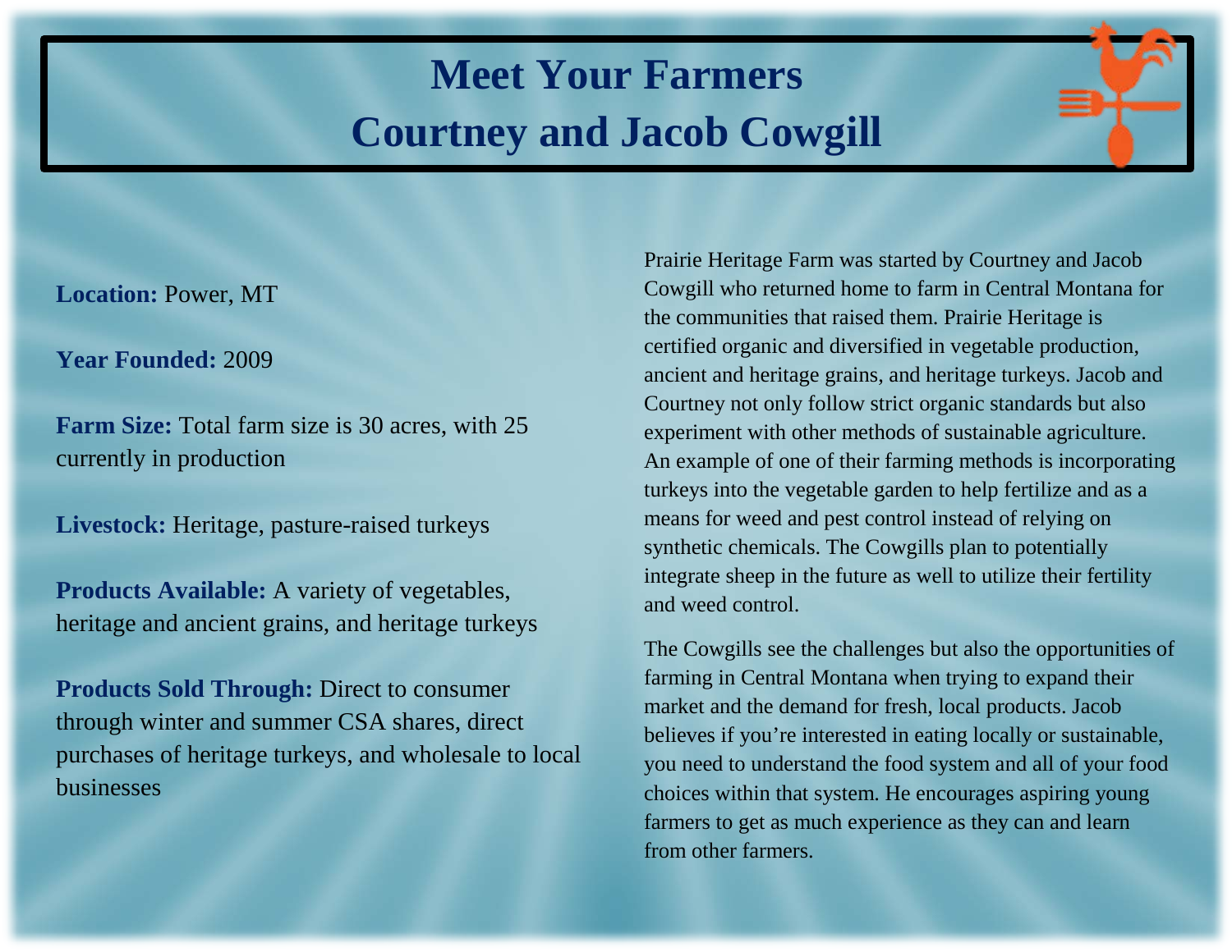# Meet Your Farmers
# Courtney and Jacob Cowgill

**Location:** Power, MT

**Year Founded:** 2009

**Farm Size:** Total farm size is 30 acres, with 25 currently in production

**Livestock:** Heritage, pasture-raised turkeys

**Products Available:** A variety of vegetables, heritage and ancient grains, and heritage turkeys

**Products Sold Through:** Direct to consumer through winter and summer CSA shares, direct purchases of heritage turkeys, and wholesale to local businesses

Prairie Heritage Farm was started by Courtney and Jacob Cowgill who returned home to farm in Central Montana for the communities that raised them. Prairie Heritage is certified organic and diversified in vegetable production, ancient and heritage grains, and heritage turkeys. Jacob and Courtney not only follow strict organic standards but also experiment with other methods of sustainable agriculture. An example of one of their farming methods is incorporating turkeys into the vegetable garden to help fertilize and as a means for weed and pest control instead of relying on synthetic chemicals. The Cowgills plan to potentially integrate sheep in the future as well to utilize their fertility and weed control.

The Cowgills see the challenges but also the opportunities of farming in Central Montana when trying to expand their market and the demand for fresh, local products. Jacob believes if you're interested in eating locally or sustainable, you need to understand the food system and all of your food choices within that system. He encourages aspiring young farmers to get as much experience as they can and learn from other farmers.